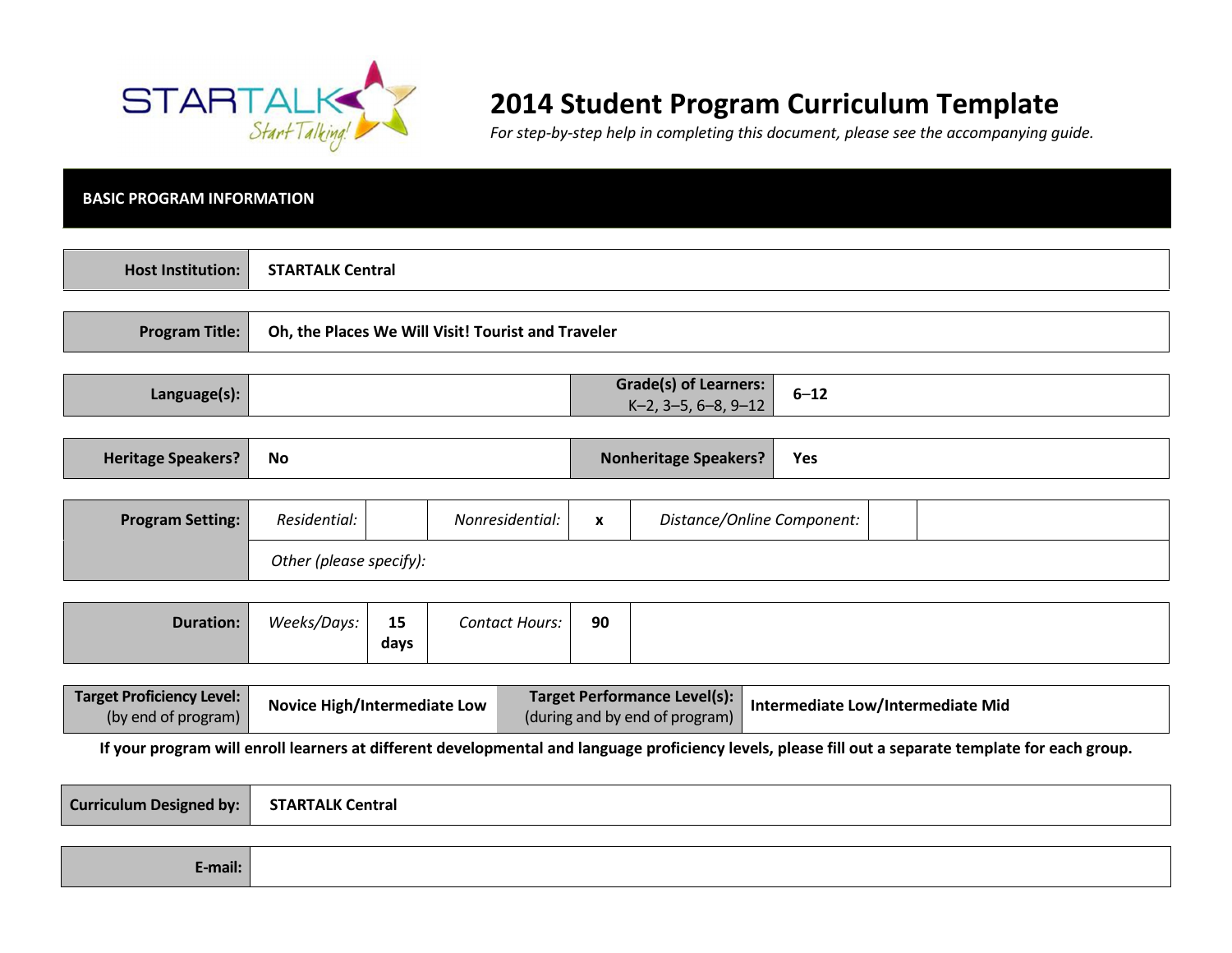# 2014 Student Program Curriculum Template

*For step-by-step help in completing this document, please see the accompanying guide.*

## BASIC PROGRAM INFORMATION

| | |
|---|---|
| **Host Institution:** | **STARTALK Central** |

| | |
|---|---|
| **Program Title:** | **Oh, the Places We Will Visit! Tourist and Traveler** |

| | | | |
|---|---|---|---|
| **Language(s):** | | **Grade(s) of Learners:** K–2, 3–5, 6–8, 9–12 | **6–12** |

| | | | |
|---|---|---|---|
| **Heritage Speakers?** | **No** | **Nonheritage Speakers?** | **Yes** |

| | | | | | | | |
|---|---|---|---|---|---|---|---|
| **Program Setting:** | *Residential:* | | *Nonresidential:* | **x** | *Distance/Online Component:* | | |
| | *Other (please specify):* | | | | | | |

| | | | | | |
|---|---|---|---|---|---|
| **Duration:** | *Weeks/Days:* | **15 days** | *Contact Hours:* | **90** | |

| | | | |
|---|---|---|---|
| **Target Proficiency Level:** (by end of program) | **Novice High/Intermediate Low** | **Target Performance Level(s):** (during and by end of program) | **Intermediate Low/Intermediate Mid** |

**If your program will enroll learners at different developmental and language proficiency levels, please fill out a separate template for each group.**

| | |
|---|---|
| **Curriculum Designed by:** | **STARTALK Central** |

| | |
|---|---|
| **E-mail:** | |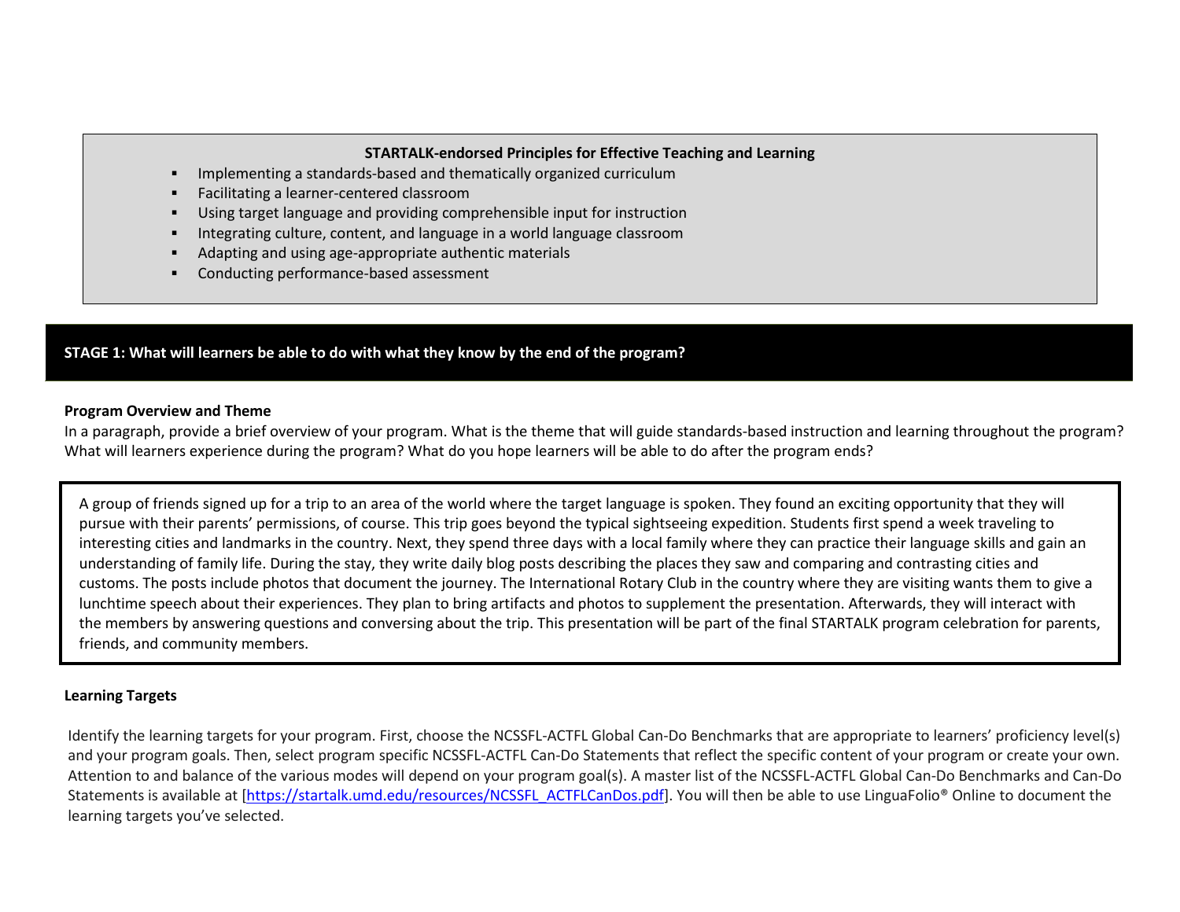**STARTALK-endorsed Principles for Effective Teaching and Learning**

- Implementing a standards-based and thematically organized curriculum
- Facilitating a learner-centered classroom
- Using target language and providing comprehensible input for instruction
- Integrating culture, content, and language in a world language classroom
- Adapting and using age-appropriate authentic materials
- Conducting performance-based assessment

## STAGE 1: What will learners be able to do with what they know by the end of the program?

### Program Overview and Theme

In a paragraph, provide a brief overview of your program. What is the theme that will guide standards-based instruction and learning throughout the program? What will learners experience during the program? What do you hope learners will be able to do after the program ends?

A group of friends signed up for a trip to an area of the world where the target language is spoken. They found an exciting opportunity that they will pursue with their parents' permissions, of course. This trip goes beyond the typical sightseeing expedition. Students first spend a week traveling to interesting cities and landmarks in the country. Next, they spend three days with a local family where they can practice their language skills and gain an understanding of family life. During the stay, they write daily blog posts describing the places they saw and comparing and contrasting cities and customs. The posts include photos that document the journey. The International Rotary Club in the country where they are visiting wants them to give a lunchtime speech about their experiences. They plan to bring artifacts and photos to supplement the presentation. Afterwards, they will interact with the members by answering questions and conversing about the trip. This presentation will be part of the final STARTALK program celebration for parents, friends, and community members.

### Learning Targets

Identify the learning targets for your program. First, choose the NCSSFL-ACTFL Global Can-Do Benchmarks that are appropriate to learners' proficiency level(s) and your program goals. Then, select program specific NCSSFL-ACTFL Can-Do Statements that reflect the specific content of your program or create your own. Attention to and balance of the various modes will depend on your program goal(s). A master list of the NCSSFL-ACTFL Global Can-Do Benchmarks and Can-Do Statements is available at [https://startalk.umd.edu/resources/NCSSFL_ACTFLCanDos.pdf]. You will then be able to use LinguaFolio® Online to document the learning targets you've selected.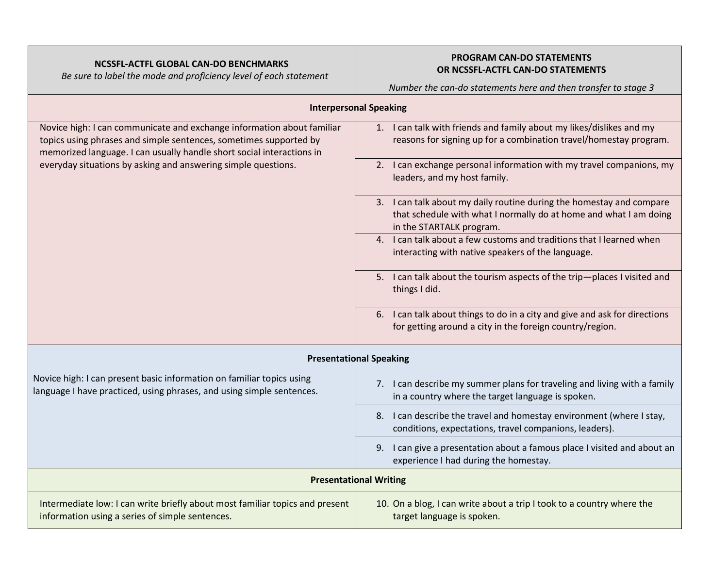| **NCSSFL-ACTFL GLOBAL CAN-DO BENCHMARKS**<br>*Be sure to label the mode and proficiency level of each statement* | **PROGRAM CAN-DO STATEMENTS**<br>**OR NCSSFL-ACTFL CAN-DO STATEMENTS**<br>*Number the can-do statements here and then transfer to stage 3* |
|---|---|
| **Interpersonal Speaking** | |
| Novice high: I can communicate and exchange information about familiar topics using phrases and simple sentences, sometimes supported by memorized language. I can usually handle short social interactions in everyday situations by asking and answering simple questions. | 1. I can talk with friends and family about my likes/dislikes and my reasons for signing up for a combination travel/homestay program. |
| | 2. I can exchange personal information with my travel companions, my leaders, and my host family. |
| | 3. I can talk about my daily routine during the homestay and compare that schedule with what I normally do at home and what I am doing in the STARTALK program. |
| | 4. I can talk about a few customs and traditions that I learned when interacting with native speakers of the language. |
| | 5. I can talk about the tourism aspects of the trip—places I visited and things I did. |
| | 6. I can talk about things to do in a city and give and ask for directions for getting around a city in the foreign country/region. |
| **Presentational Speaking** | |
| Novice high: I can present basic information on familiar topics using language I have practiced, using phrases, and using simple sentences. | 7. I can describe my summer plans for traveling and living with a family in a country where the target language is spoken. |
| | 8. I can describe the travel and homestay environment (where I stay, conditions, expectations, travel companions, leaders). |
| | 9. I can give a presentation about a famous place I visited and about an experience I had during the homestay. |
| **Presentational Writing** | |
| Intermediate low: I can write briefly about most familiar topics and present information using a series of simple sentences. | 10. On a blog, I can write about a trip I took to a country where the target language is spoken. |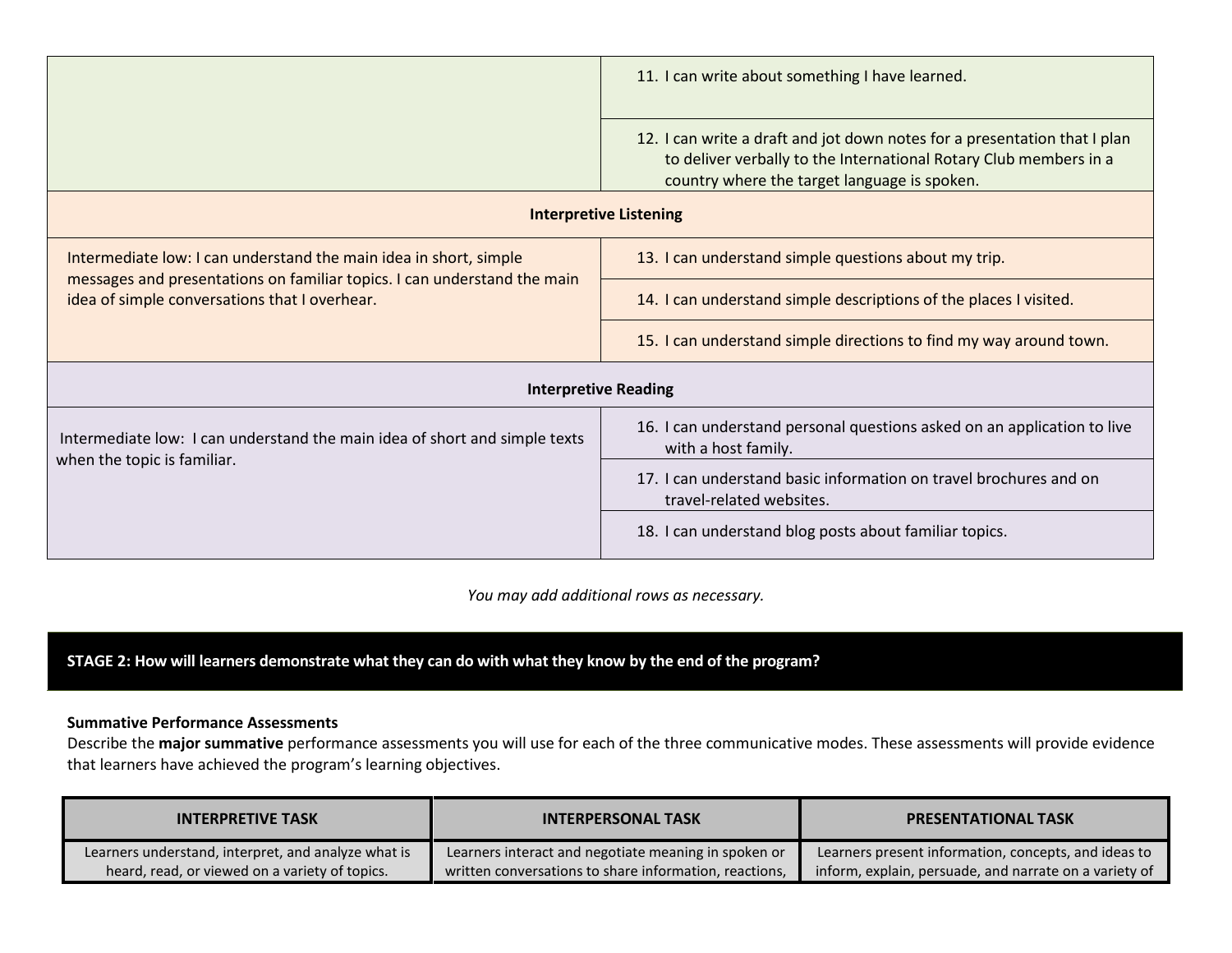| | |
|---|---|
| | 11. I can write about something I have learned. |
| | 12. I can write a draft and jot down notes for a presentation that I plan to deliver verbally to the International Rotary Club members in a country where the target language is spoken. |
| **Interpretive Listening** | |
| Intermediate low: I can understand the main idea in short, simple messages and presentations on familiar topics. I can understand the main idea of simple conversations that I overhear. | 13. I can understand simple questions about my trip. |
| | 14. I can understand simple descriptions of the places I visited. |
| | 15. I can understand simple directions to find my way around town. |
| **Interpretive Reading** | |
| Intermediate low: I can understand the main idea of short and simple texts when the topic is familiar. | 16. I can understand personal questions asked on an application to live with a host family. |
| | 17. I can understand basic information on travel brochures and on travel-related websites. |
| | 18. I can understand blog posts about familiar topics. |

*You may add additional rows as necessary.*

## STAGE 2: How will learners demonstrate what they can do with what they know by the end of the program?

**Summative Performance Assessments**

Describe the **major summative** performance assessments you will use for each of the three communicative modes. These assessments will provide evidence that learners have achieved the program's learning objectives.

| INTERPRETIVE TASK | INTERPERSONAL TASK | PRESENTATIONAL TASK |
|---|---|---|
| Learners understand, interpret, and analyze what is heard, read, or viewed on a variety of topics. | Learners interact and negotiate meaning in spoken or written conversations to share information, reactions, | Learners present information, concepts, and ideas to inform, explain, persuade, and narrate on a variety of |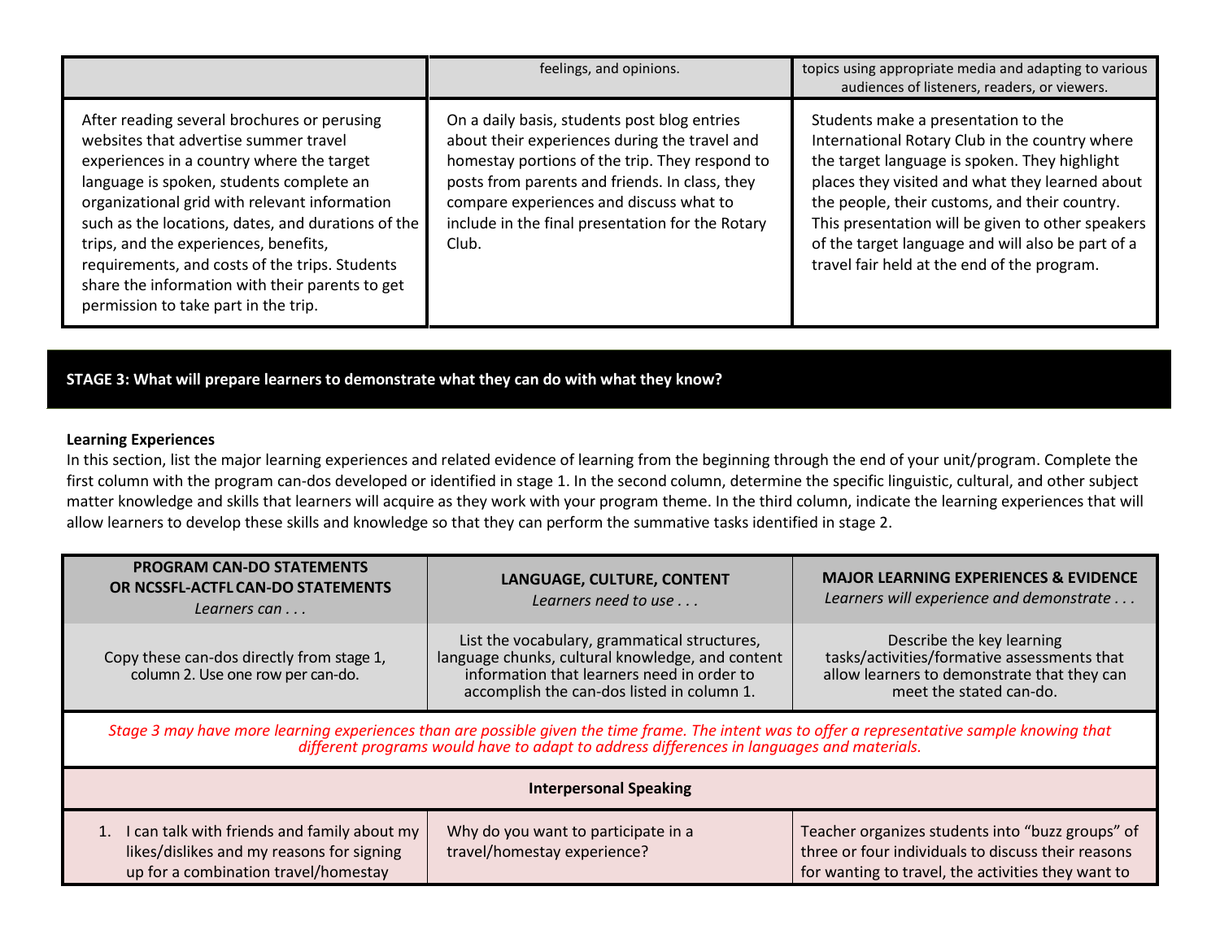| | feelings, and opinions. | topics using appropriate media and adapting to various audiences of listeners, readers, or viewers. |
|---|---|---|
| After reading several brochures or perusing websites that advertise summer travel experiences in a country where the target language is spoken, students complete an organizational grid with relevant information such as the locations, dates, and durations of the trips, and the experiences, benefits, requirements, and costs of the trips. Students share the information with their parents to get permission to take part in the trip. | On a daily basis, students post blog entries about their experiences during the travel and homestay portions of the trip. They respond to posts from parents and friends. In class, they compare experiences and discuss what to include in the final presentation for the Rotary Club. | Students make a presentation to the International Rotary Club in the country where the target language is spoken. They highlight places they visited and what they learned about the people, their customs, and their country. This presentation will be given to other speakers of the target language and will also be part of a travel fair held at the end of the program. |

## STAGE 3: What will prepare learners to demonstrate what they can do with what they know?

**Learning Experiences**

In this section, list the major learning experiences and related evidence of learning from the beginning through the end of your unit/program. Complete the first column with the program can-dos developed or identified in stage 1. In the second column, determine the specific linguistic, cultural, and other subject matter knowledge and skills that learners will acquire as they work with your program theme. In the third column, indicate the learning experiences that will allow learners to develop these skills and knowledge so that they can perform the summative tasks identified in stage 2.

| **PROGRAM CAN-DO STATEMENTS OR NCSSFL-ACTFL CAN-DO STATEMENTS** *Learners can . . .* | **LANGUAGE, CULTURE, CONTENT** *Learners need to use . . .* | **MAJOR LEARNING EXPERIENCES & EVIDENCE** *Learners will experience and demonstrate . . .* |
|---|---|---|
| Copy these can-dos directly from stage 1, column 2. Use one row per can-do. | List the vocabulary, grammatical structures, language chunks, cultural knowledge, and content information that learners need in order to accomplish the can-dos listed in column 1. | Describe the key learning tasks/activities/formative assessments that allow learners to demonstrate that they can meet the stated can-do. |
| *Stage 3 may have more learning experiences than are possible given the time frame. The intent was to offer a representative sample knowing that different programs would have to adapt to address differences in languages and materials.* | | |
| **Interpersonal Speaking** | | |
| 1. I can talk with friends and family about my likes/dislikes and my reasons for signing up for a combination travel/homestay | Why do you want to participate in a travel/homestay experience? | Teacher organizes students into "buzz groups" of three or four individuals to discuss their reasons for wanting to travel, the activities they want to |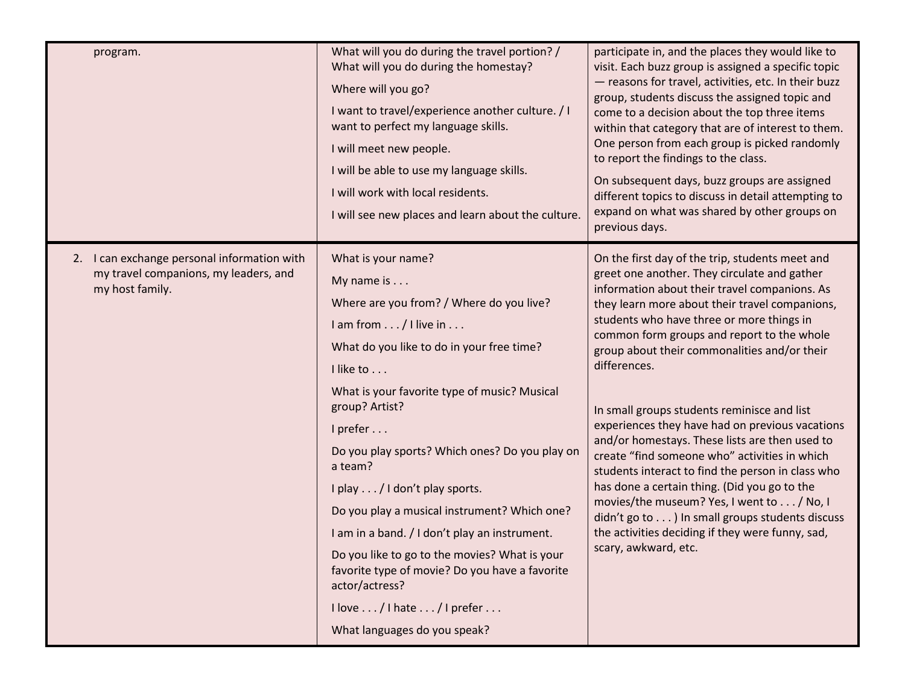| | | |
|---|---|---|
| program. | What will you do during the travel portion? / What will you do during the homestay?<br><br>Where will you go?<br><br>I want to travel/experience another culture. / I want to perfect my language skills.<br><br>I will meet new people.<br><br>I will be able to use my language skills.<br><br>I will work with local residents.<br><br>I will see new places and learn about the culture. | participate in, and the places they would like to visit. Each buzz group is assigned a specific topic — reasons for travel, activities, etc. In their buzz group, students discuss the assigned topic and come to a decision about the top three items within that category that are of interest to them. One person from each group is picked randomly to report the findings to the class.<br><br>On subsequent days, buzz groups are assigned different topics to discuss in detail attempting to expand on what was shared by other groups on previous days. |
| 2. I can exchange personal information with my travel companions, my leaders, and my host family. | What is your name?<br><br>My name is . . .<br><br>Where are you from? / Where do you live?<br><br>I am from . . . / I live in . . .<br><br>What do you like to do in your free time?<br><br>I like to . . .<br><br>What is your favorite type of music? Musical group? Artist?<br><br>I prefer . . .<br><br>Do you play sports? Which ones? Do you play on a team?<br><br>I play . . . / I don't play sports.<br><br>Do you play a musical instrument? Which one?<br><br>I am in a band. / I don't play an instrument.<br><br>Do you like to go to the movies? What is your favorite type of movie? Do you have a favorite actor/actress?<br><br>I love . . . / I hate . . . / I prefer . . .<br><br>What languages do you speak? | On the first day of the trip, students meet and greet one another. They circulate and gather information about their travel companions. As they learn more about their travel companions, students who have three or more things in common form groups and report to the whole group about their commonalities and/or their differences.<br><br>In small groups students reminisce and list experiences they have had on previous vacations and/or homestays. These lists are then used to create "find someone who" activities in which students interact to find the person in class who has done a certain thing. (Did you go to the movies/the museum? Yes, I went to . . . / No, I didn't go to . . . ) In small groups students discuss the activities deciding if they were funny, sad, scary, awkward, etc. |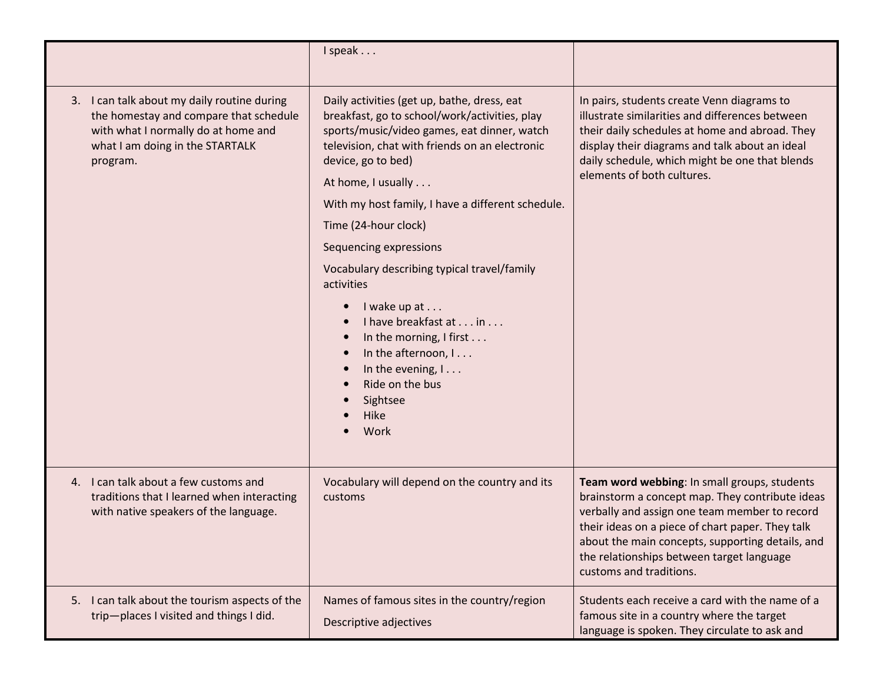| | | |
|---|---|---|
| | I speak . . . | |
| 3. I can talk about my daily routine during the homestay and compare that schedule with what I normally do at home and what I am doing in the STARTALK program. | Daily activities (get up, bathe, dress, eat breakfast, go to school/work/activities, play sports/music/video games, eat dinner, watch television, chat with friends on an electronic device, go to bed)<br><br>At home, I usually . . .<br><br>With my host family, I have a different schedule.<br><br>Time (24-hour clock)<br><br>Sequencing expressions<br><br>Vocabulary describing typical travel/family activities<br><br>• I wake up at . . .<br>• I have breakfast at . . . in . . .<br>• In the morning, I first . . .<br>• In the afternoon, I . . .<br>• In the evening, I . . .<br>• Ride on the bus<br>• Sightsee<br>• Hike<br>• Work | In pairs, students create Venn diagrams to illustrate similarities and differences between their daily schedules at home and abroad. They display their diagrams and talk about an ideal daily schedule, which might be one that blends elements of both cultures. |
| 4. I can talk about a few customs and traditions that I learned when interacting with native speakers of the language. | Vocabulary will depend on the country and its customs | **Team word webbing**: In small groups, students brainstorm a concept map. They contribute ideas verbally and assign one team member to record their ideas on a piece of chart paper. They talk about the main concepts, supporting details, and the relationships between target language customs and traditions. |
| 5. I can talk about the tourism aspects of the trip—places I visited and things I did. | Names of famous sites in the country/region<br><br>Descriptive adjectives | Students each receive a card with the name of a famous site in a country where the target language is spoken. They circulate to ask and |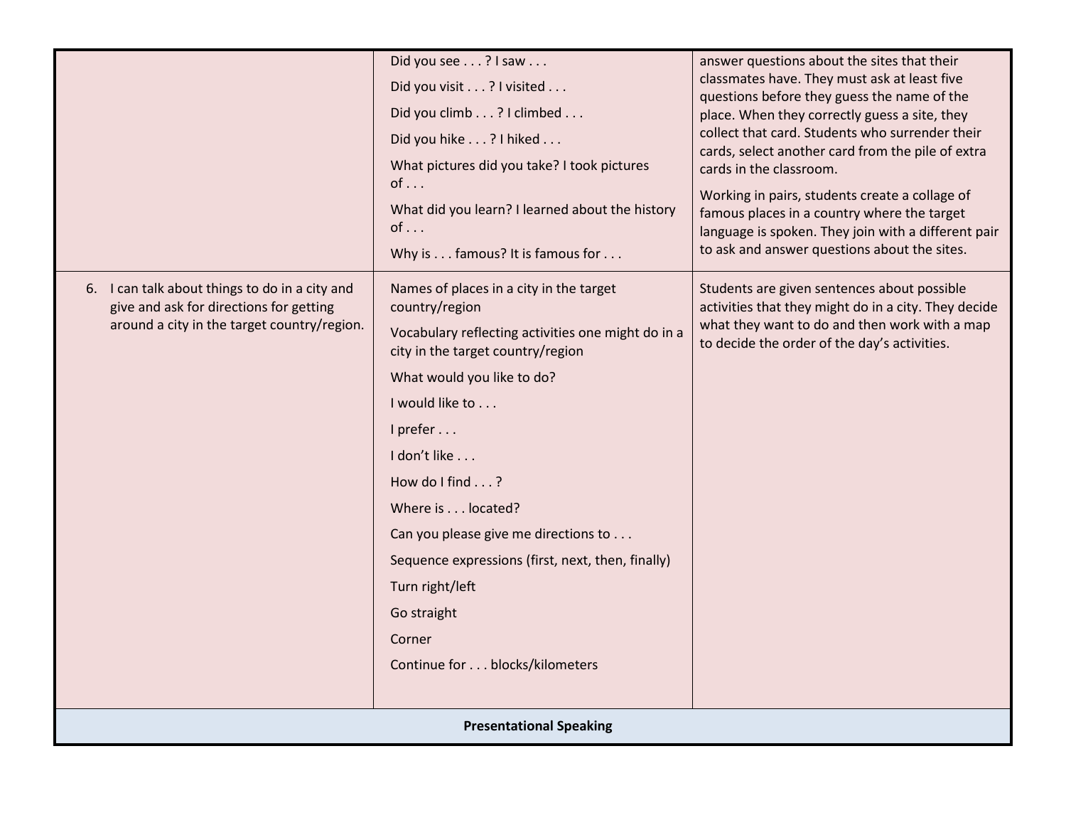| | | |
|---|---|---|
| | Did you see . . . ? I saw . . .<br>Did you visit . . . ? I visited . . .<br>Did you climb . . . ? I climbed . . .<br>Did you hike . . . ? I hiked . . .<br>What pictures did you take? I took pictures of . . .<br>What did you learn? I learned about the history of . . .<br>Why is . . . famous? It is famous for . . . | answer questions about the sites that their classmates have. They must ask at least five questions before they guess the name of the place. When they correctly guess a site, they collect that card. Students who surrender their cards, select another card from the pile of extra cards in the classroom.<br><br>Working in pairs, students create a collage of famous places in a country where the target language is spoken. They join with a different pair to ask and answer questions about the sites. |
| 6. I can talk about things to do in a city and give and ask for directions for getting around a city in the target country/region. | Names of places in a city in the target country/region<br>Vocabulary reflecting activities one might do in a city in the target country/region<br>What would you like to do?<br>I would like to . . .<br>I prefer . . .<br>I don't like . . .<br>How do I find . . . ?<br>Where is . . . located?<br>Can you please give me directions to . . .<br>Sequence expressions (first, next, then, finally)<br>Turn right/left<br>Go straight<br>Corner<br>Continue for . . . blocks/kilometers | Students are given sentences about possible activities that they might do in a city. They decide what they want to do and then work with a map to decide the order of the day's activities. |
| **Presentational Speaking** | | |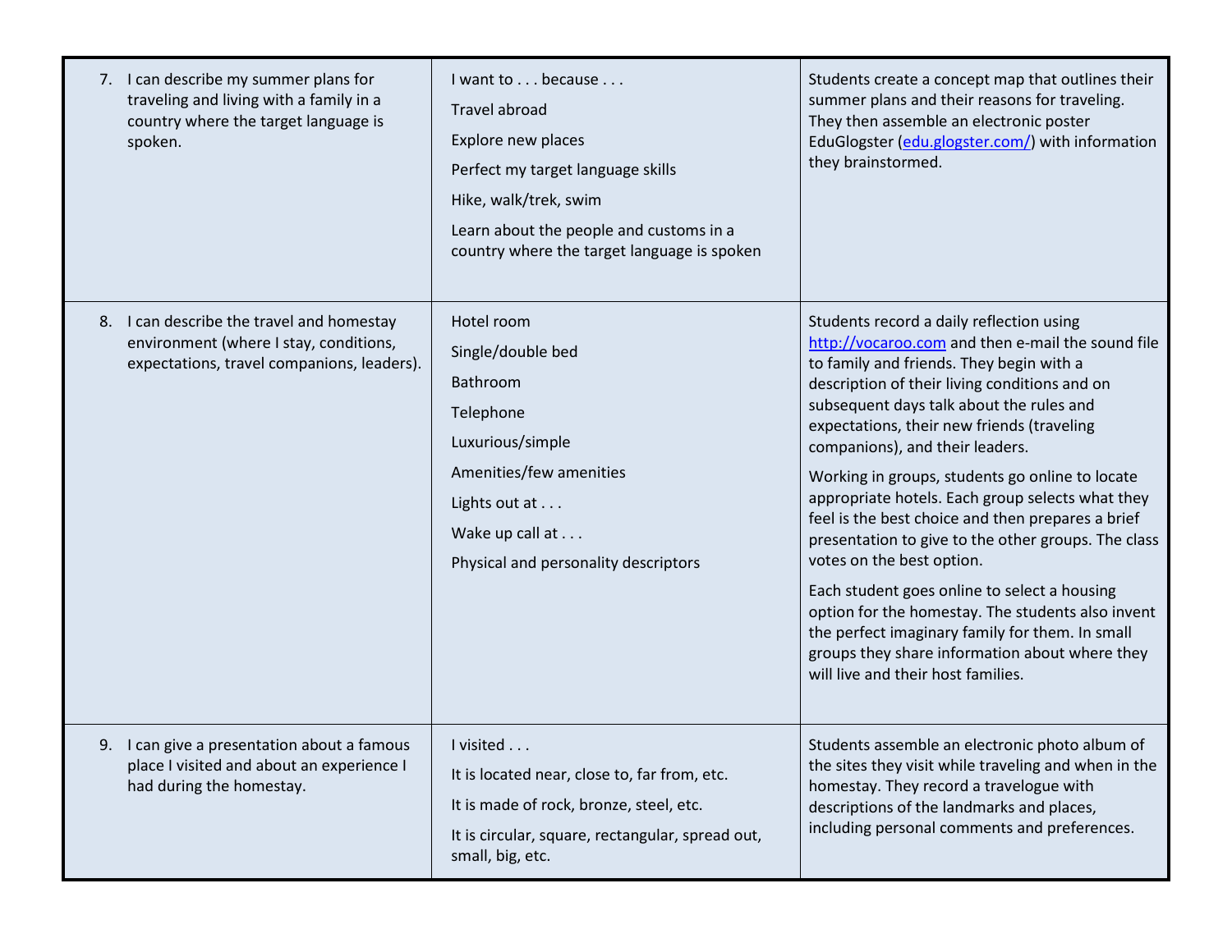| | | |
|---|---|---|
| 7. I can describe my summer plans for traveling and living with a family in a country where the target language is spoken. | I want to . . . because . . .<br><br>Travel abroad<br><br>Explore new places<br><br>Perfect my target language skills<br><br>Hike, walk/trek, swim<br><br>Learn about the people and customs in a country where the target language is spoken | Students create a concept map that outlines their summer plans and their reasons for traveling. They then assemble an electronic poster EduGlogster (edu.glogster.com/) with information they brainstormed. |
| 8. I can describe the travel and homestay environment (where I stay, conditions, expectations, travel companions, leaders). | Hotel room<br><br>Single/double bed<br><br>Bathroom<br><br>Telephone<br><br>Luxurious/simple<br><br>Amenities/few amenities<br><br>Lights out at . . .<br><br>Wake up call at . . .<br><br>Physical and personality descriptors | Students record a daily reflection using http://vocaroo.com and then e-mail the sound file to family and friends. They begin with a description of their living conditions and on subsequent days talk about the rules and expectations, their new friends (traveling companions), and their leaders.<br><br>Working in groups, students go online to locate appropriate hotels. Each group selects what they feel is the best choice and then prepares a brief presentation to give to the other groups. The class votes on the best option.<br><br>Each student goes online to select a housing option for the homestay. The students also invent the perfect imaginary family for them. In small groups they share information about where they will live and their host families. |
| 9. I can give a presentation about a famous place I visited and about an experience I had during the homestay. | I visited . . .<br><br>It is located near, close to, far from, etc.<br><br>It is made of rock, bronze, steel, etc.<br><br>It is circular, square, rectangular, spread out, small, big, etc. | Students assemble an electronic photo album of the sites they visit while traveling and when in the homestay. They record a travelogue with descriptions of the landmarks and places, including personal comments and preferences. |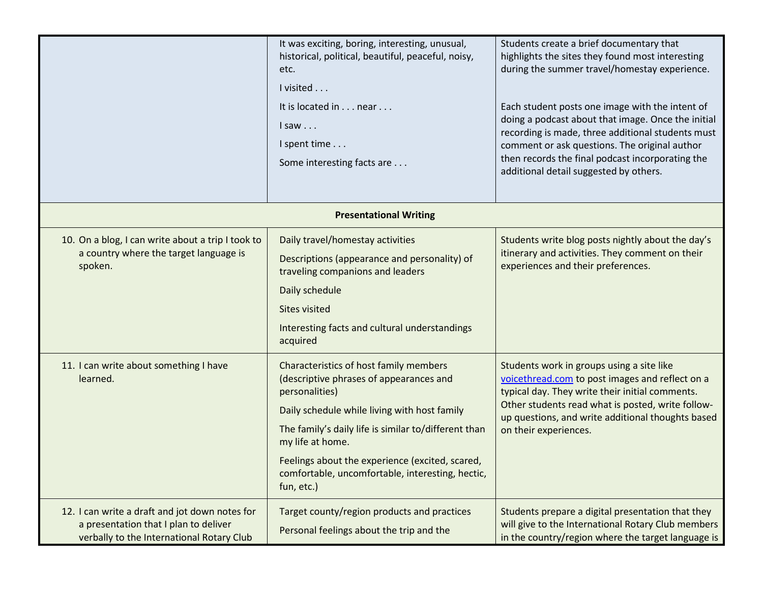| | | |
|---|---|---|
| | It was exciting, boring, interesting, unusual, historical, political, beautiful, peaceful, noisy, etc.<br><br>I visited . . .<br><br>It is located in . . . near . . .<br><br>I saw . . .<br><br>I spent time . . .<br><br>Some interesting facts are . . . | Students create a brief documentary that highlights the sites they found most interesting during the summer travel/homestay experience.<br><br>Each student posts one image with the intent of doing a podcast about that image. Once the initial recording is made, three additional students must comment or ask questions. The original author then records the final podcast incorporating the additional detail suggested by others. |
| **Presentational Writing** | | |
| 10. On a blog, I can write about a trip I took to a country where the target language is spoken. | Daily travel/homestay activities<br><br>Descriptions (appearance and personality) of traveling companions and leaders<br><br>Daily schedule<br><br>Sites visited<br><br>Interesting facts and cultural understandings acquired | Students write blog posts nightly about the day's itinerary and activities. They comment on their experiences and their preferences. |
| 11. I can write about something I have learned. | Characteristics of host family members (descriptive phrases of appearances and personalities)<br><br>Daily schedule while living with host family<br><br>The family's daily life is similar to/different than my life at home.<br><br>Feelings about the experience (excited, scared, comfortable, uncomfortable, interesting, hectic, fun, etc.) | Students work in groups using a site like voicethread.com to post images and reflect on a typical day. They write their initial comments. Other students read what is posted, write follow-up questions, and write additional thoughts based on their experiences. |
| 12. I can write a draft and jot down notes for a presentation that I plan to deliver verbally to the International Rotary Club | Target county/region products and practices<br><br>Personal feelings about the trip and the | Students prepare a digital presentation that they will give to the International Rotary Club members in the country/region where the target language is |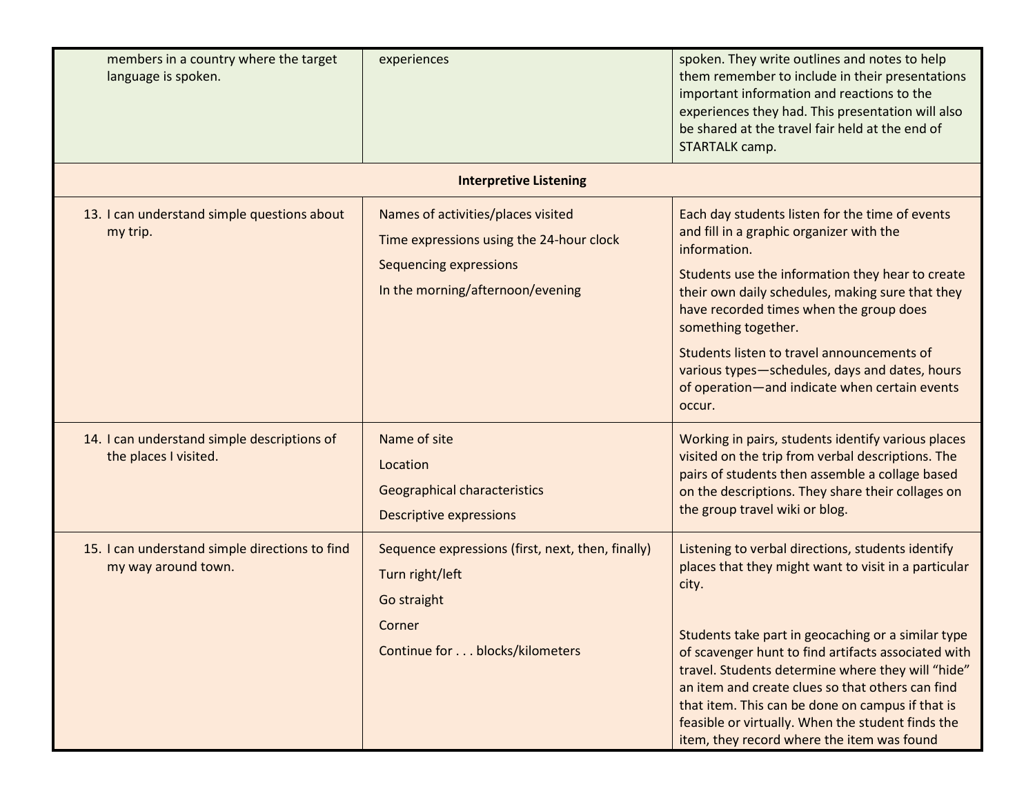| | | |
|---|---|---|
| members in a country where the target language is spoken. | experiences | spoken. They write outlines and notes to help them remember to include in their presentations important information and reactions to the experiences they had. This presentation will also be shared at the travel fair held at the end of STARTALK camp. |
| **Interpretive Listening** | | |
| 13. I can understand simple questions about my trip. | Names of activities/places visited<br>Time expressions using the 24-hour clock<br>Sequencing expressions<br>In the morning/afternoon/evening | Each day students listen for the time of events and fill in a graphic organizer with the information.<br>Students use the information they hear to create their own daily schedules, making sure that they have recorded times when the group does something together.<br>Students listen to travel announcements of various types—schedules, days and dates, hours of operation—and indicate when certain events occur. |
| 14. I can understand simple descriptions of the places I visited. | Name of site<br>Location<br>Geographical characteristics<br>Descriptive expressions | Working in pairs, students identify various places visited on the trip from verbal descriptions. The pairs of students then assemble a collage based on the descriptions. They share their collages on the group travel wiki or blog. |
| 15. I can understand simple directions to find my way around town. | Sequence expressions (first, next, then, finally)<br>Turn right/left<br>Go straight<br>Corner<br>Continue for . . . blocks/kilometers | Listening to verbal directions, students identify places that they might want to visit in a particular city.<br>Students take part in geocaching or a similar type of scavenger hunt to find artifacts associated with travel. Students determine where they will "hide" an item and create clues so that others can find that item. This can be done on campus if that is feasible or virtually. When the student finds the item, they record where the item was found |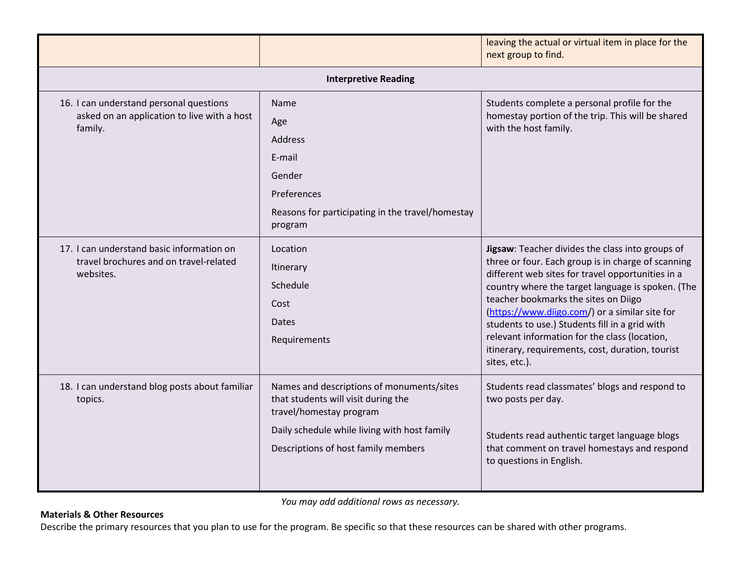| | | |
|---|---|---|
| | | leaving the actual or virtual item in place for the next group to find. |
| **Interpretive Reading** | | |
| 16. I can understand personal questions asked on an application to live with a host family. | Name<br>Age<br>Address<br>E-mail<br>Gender<br>Preferences<br>Reasons for participating in the travel/homestay program | Students complete a personal profile for the homestay portion of the trip. This will be shared with the host family. |
| 17. I can understand basic information on travel brochures and on travel-related websites. | Location<br>Itinerary<br>Schedule<br>Cost<br>Dates<br>Requirements | **Jigsaw**: Teacher divides the class into groups of three or four. Each group is in charge of scanning different web sites for travel opportunities in a country where the target language is spoken. (The teacher bookmarks the sites on Diigo (https://www.diigo.com/) or a similar site for students to use.) Students fill in a grid with relevant information for the class (location, itinerary, requirements, cost, duration, tourist sites, etc.). |
| 18. I can understand blog posts about familiar topics. | Names and descriptions of monuments/sites that students will visit during the travel/homestay program<br>Daily schedule while living with host family<br>Descriptions of host family members | Students read classmates' blogs and respond to two posts per day.<br><br>Students read authentic target language blogs that comment on travel homestays and respond to questions in English. |

*You may add additional rows as necessary.*

**Materials & Other Resources**

Describe the primary resources that you plan to use for the program. Be specific so that these resources can be shared with other programs.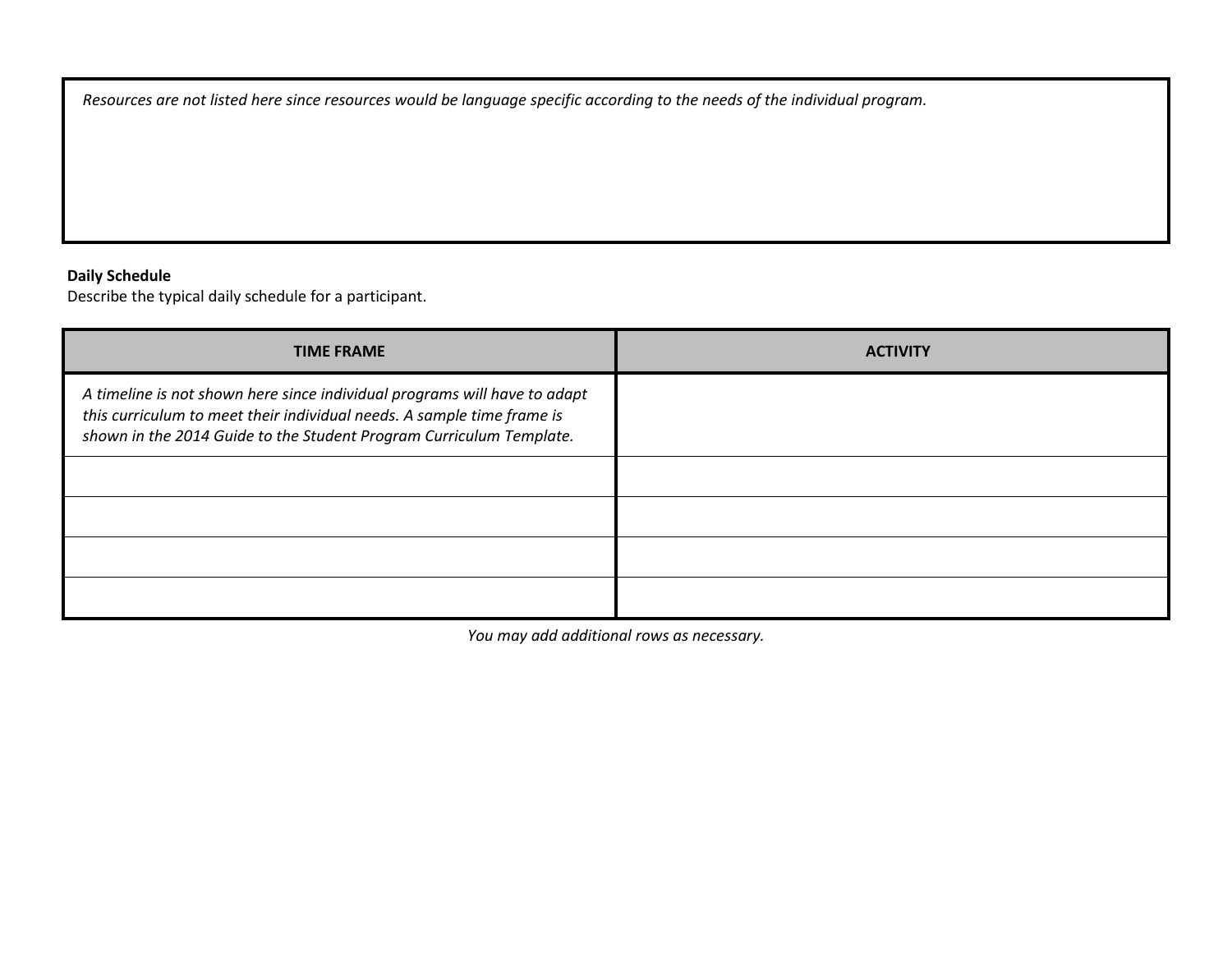| |
|---|
| *Resources are not listed here since resources would be language specific according to the needs of the individual program.* |

**Daily Schedule**

Describe the typical daily schedule for a participant.

| TIME FRAME | ACTIVITY |
|---|---|
| *A timeline is not shown here since individual programs will have to adapt this curriculum to meet their individual needs. A sample time frame is shown in the 2014 Guide to the Student Program Curriculum Template.* | |
| | |
| | |
| | |
| | |

*You may add additional rows as necessary.*